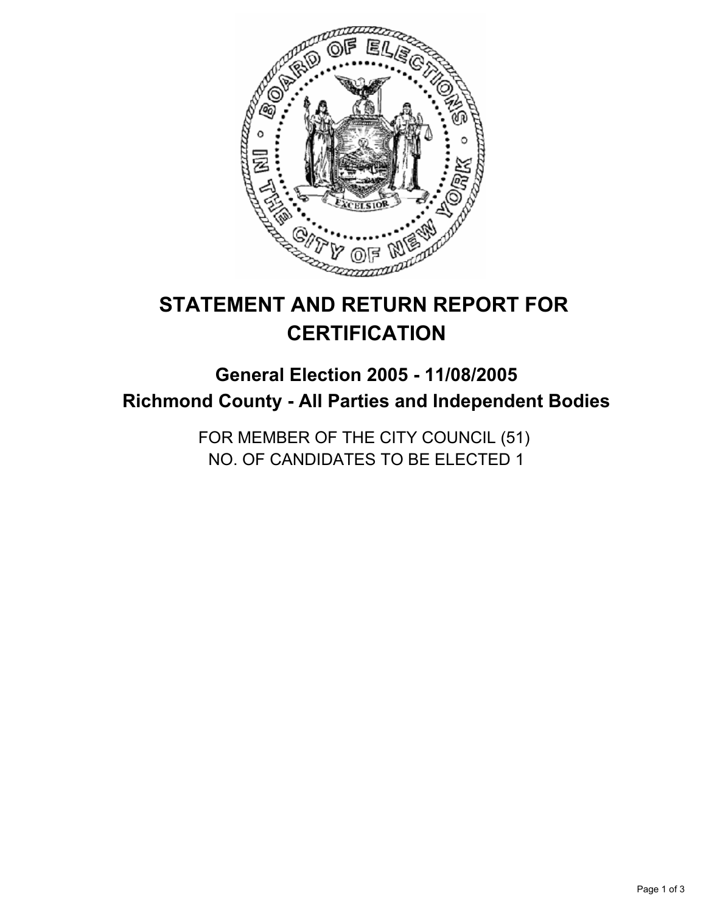# STATEMENT AND RETURN REPORT FOR CERTIFICATION

## General Election 2005 - 11/08/2005
## Richmond County - All Parties and Independent Bodies

FOR MEMBER OF THE CITY COUNCIL (51)
NO. OF CANDIDATES TO BE ELECTED 1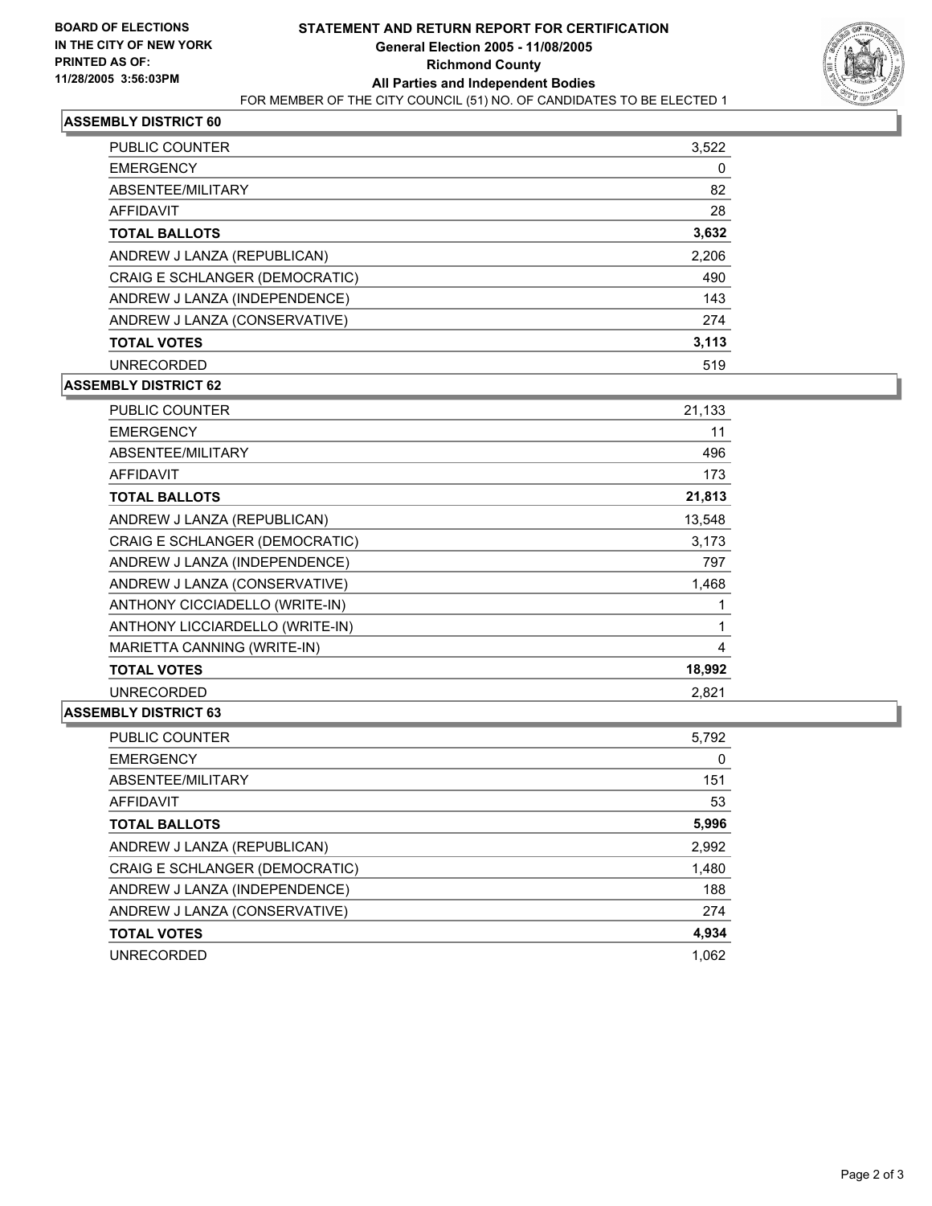**BOARD OF ELECTIONS IN THE CITY OF NEW YORK**
**PRINTED AS OF: 11/28/2005 3:56:03PM**

# STATEMENT AND RETURN REPORT FOR CERTIFICATION
## General Election 2005 - 11/08/2005
## Richmond County
## All Parties and Independent Bodies

FOR MEMBER OF THE CITY COUNCIL (51) NO. OF CANDIDATES TO BE ELECTED 1

### ASSEMBLY DISTRICT 60

| | |
|---|---|
| PUBLIC COUNTER | 3,522 |
| EMERGENCY | 0 |
| ABSENTEE/MILITARY | 82 |
| AFFIDAVIT | 28 |
| **TOTAL BALLOTS** | **3,632** |
| ANDREW J LANZA (REPUBLICAN) | 2,206 |
| CRAIG E SCHLANGER (DEMOCRATIC) | 490 |
| ANDREW J LANZA (INDEPENDENCE) | 143 |
| ANDREW J LANZA (CONSERVATIVE) | 274 |
| **TOTAL VOTES** | **3,113** |
| UNRECORDED | 519 |

### ASSEMBLY DISTRICT 62

| | |
|---|---|
| PUBLIC COUNTER | 21,133 |
| EMERGENCY | 11 |
| ABSENTEE/MILITARY | 496 |
| AFFIDAVIT | 173 |
| **TOTAL BALLOTS** | **21,813** |
| ANDREW J LANZA (REPUBLICAN) | 13,548 |
| CRAIG E SCHLANGER (DEMOCRATIC) | 3,173 |
| ANDREW J LANZA (INDEPENDENCE) | 797 |
| ANDREW J LANZA (CONSERVATIVE) | 1,468 |
| ANTHONY CICCIADELLO (WRITE-IN) | 1 |
| ANTHONY LICCIARDELLO (WRITE-IN) | 1 |
| MARIETTA CANNING (WRITE-IN) | 4 |
| **TOTAL VOTES** | **18,992** |
| UNRECORDED | 2,821 |

### ASSEMBLY DISTRICT 63

| | |
|---|---|
| PUBLIC COUNTER | 5,792 |
| EMERGENCY | 0 |
| ABSENTEE/MILITARY | 151 |
| AFFIDAVIT | 53 |
| **TOTAL BALLOTS** | **5,996** |
| ANDREW J LANZA (REPUBLICAN) | 2,992 |
| CRAIG E SCHLANGER (DEMOCRATIC) | 1,480 |
| ANDREW J LANZA (INDEPENDENCE) | 188 |
| ANDREW J LANZA (CONSERVATIVE) | 274 |
| **TOTAL VOTES** | **4,934** |
| UNRECORDED | 1,062 |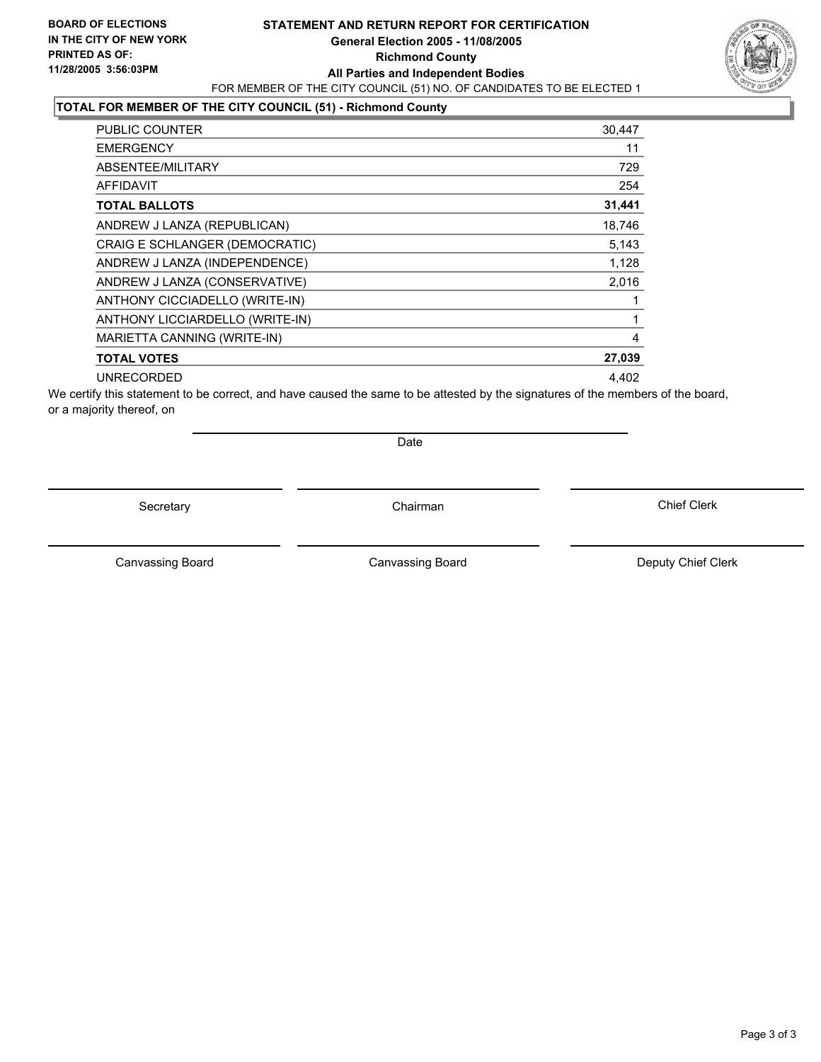**BOARD OF ELECTIONS IN THE CITY OF NEW YORK PRINTED AS OF: 11/28/2005 3:56:03PM**

**STATEMENT AND RETURN REPORT FOR CERTIFICATION**
**General Election 2005 - 11/08/2005**
**Richmond County**
**All Parties and Independent Bodies**
FOR MEMBER OF THE CITY COUNCIL (51) NO. OF CANDIDATES TO BE ELECTED 1

## TOTAL FOR MEMBER OF THE CITY COUNCIL (51) - Richmond County

| | |
|---|---|
| PUBLIC COUNTER | 30,447 |
| EMERGENCY | 11 |
| ABSENTEE/MILITARY | 729 |
| AFFIDAVIT | 254 |
| **TOTAL BALLOTS** | **31,441** |
| ANDREW J LANZA (REPUBLICAN) | 18,746 |
| CRAIG E SCHLANGER (DEMOCRATIC) | 5,143 |
| ANDREW J LANZA (INDEPENDENCE) | 1,128 |
| ANDREW J LANZA (CONSERVATIVE) | 2,016 |
| ANTHONY CICCIADELLO (WRITE-IN) | 1 |
| ANTHONY LICCIARDELLO (WRITE-IN) | 1 |
| MARIETTA CANNING (WRITE-IN) | 4 |
| **TOTAL VOTES** | **27,039** |
| UNRECORDED | 4,402 |

We certify this statement to be correct, and have caused the same to be attested by the signatures of the members of the board, or a majority thereof, on

Date

Secretary | Chairman | Chief Clerk

Canvassing Board | Canvassing Board | Deputy Chief Clerk